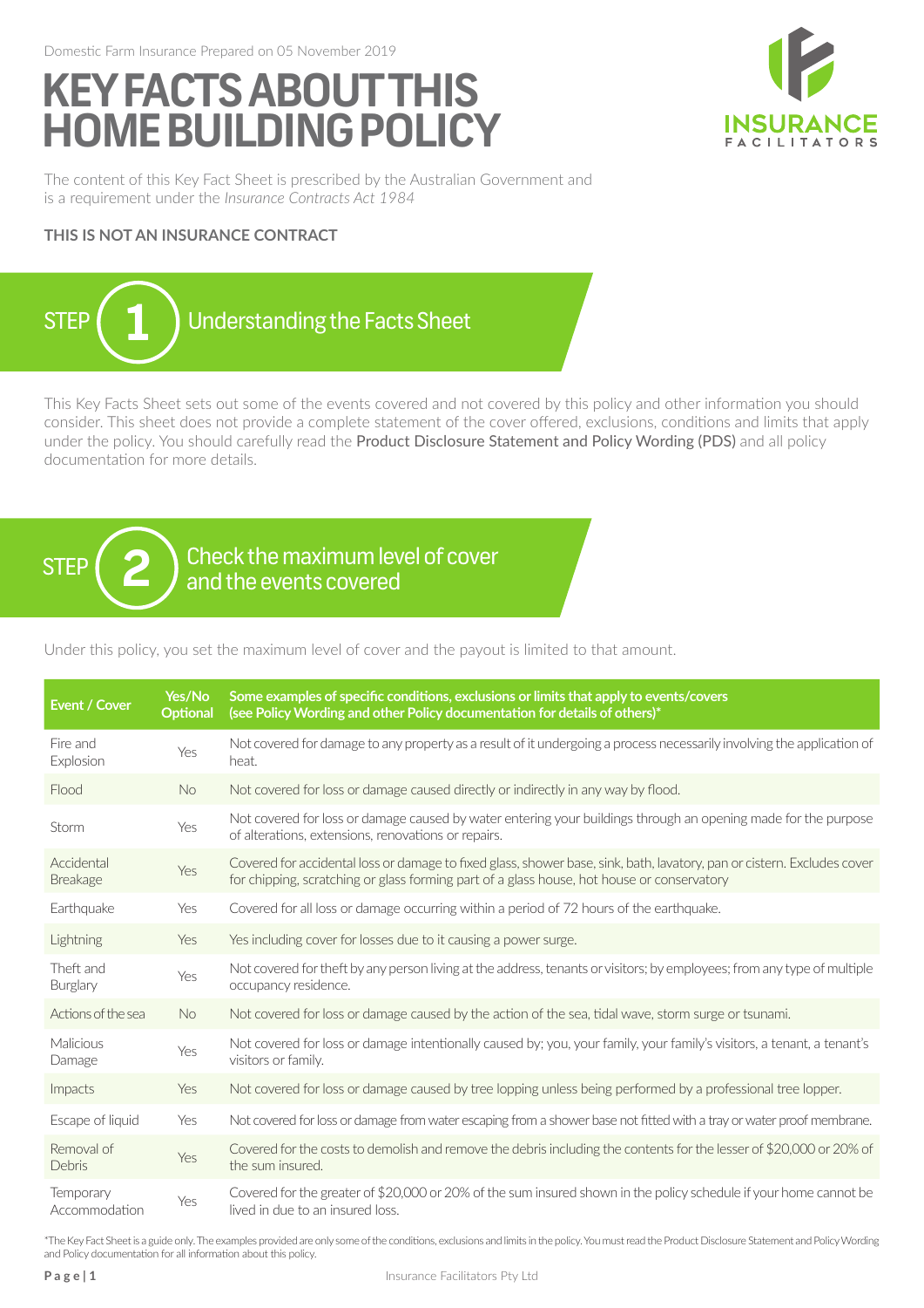Domestic Farm Insurance Prepared on 05 November 2019

# KEY FACTS ABOUT THIS HOME BUILDING POLICY

INSURANCE FACILITATORS

The content of this Key Fact Sheet is prescribed by the Australian Government and is a requirement under the *Insurance Contracts Act 1984*

**THIS IS NOT AN INSURANCE CONTRACT**

## STEP 1 Understanding the Facts Sheet

This Key Facts Sheet sets out some of the events covered and not covered by this policy and other information you should consider. This sheet does not provide a complete statement of the cover offered, exclusions, conditions and limits that apply under the policy. You should carefully read the Product Disclosure Statement and Policy Wording (PDS) and all policy documentation for more details.

## STEP 2 Check the maximum level of cover and the events covered

Under this policy, you set the maximum level of cover and the payout is limited to that amount.

| Event / Cover | Yes/No Optional | Some examples of specific conditions, exclusions or limits that apply to events/covers (see Policy Wording and other Policy documentation for details of others)* |
|---|---|---|
| Fire and Explosion | Yes | Not covered for damage to any property as a result of it undergoing a process necessarily involving the application of heat. |
| Flood | No | Not covered for loss or damage caused directly or indirectly in any way by flood. |
| Storm | Yes | Not covered for loss or damage caused by water entering your buildings through an opening made for the purpose of alterations, extensions, renovations or repairs. |
| Accidental Breakage | Yes | Covered for accidental loss or damage to fixed glass, shower base, sink, bath, lavatory, pan or cistern. Excludes cover for chipping, scratching or glass forming part of a glass house, hot house or conservatory |
| Earthquake | Yes | Covered for all loss or damage occurring within a period of 72 hours of the earthquake. |
| Lightning | Yes | Yes including cover for losses due to it causing a power surge. |
| Theft and Burglary | Yes | Not covered for theft by any person living at the address, tenants or visitors; by employees; from any type of multiple occupancy residence. |
| Actions of the sea | No | Not covered for loss or damage caused by the action of the sea, tidal wave, storm surge or tsunami. |
| Malicious Damage | Yes | Not covered for loss or damage intentionally caused by; you, your family, your family's visitors, a tenant, a tenant's visitors or family. |
| Impacts | Yes | Not covered for loss or damage caused by tree lopping unless being performed by a professional tree lopper. |
| Escape of liquid | Yes | Not covered for loss or damage from water escaping from a shower base not fitted with a tray or water proof membrane. |
| Removal of Debris | Yes | Covered for the costs to demolish and remove the debris including the contents for the lesser of $20,000 or 20% of the sum insured. |
| Temporary Accommodation | Yes | Covered for the greater of $20,000 or 20% of the sum insured shown in the policy schedule if your home cannot be lived in due to an insured loss. |

*The Key Fact Sheet is a guide only. The examples provided are only some of the conditions, exclusions and limits in the policy. You must read the Product Disclosure Statement and Policy Wording and Policy documentation for all information about this policy.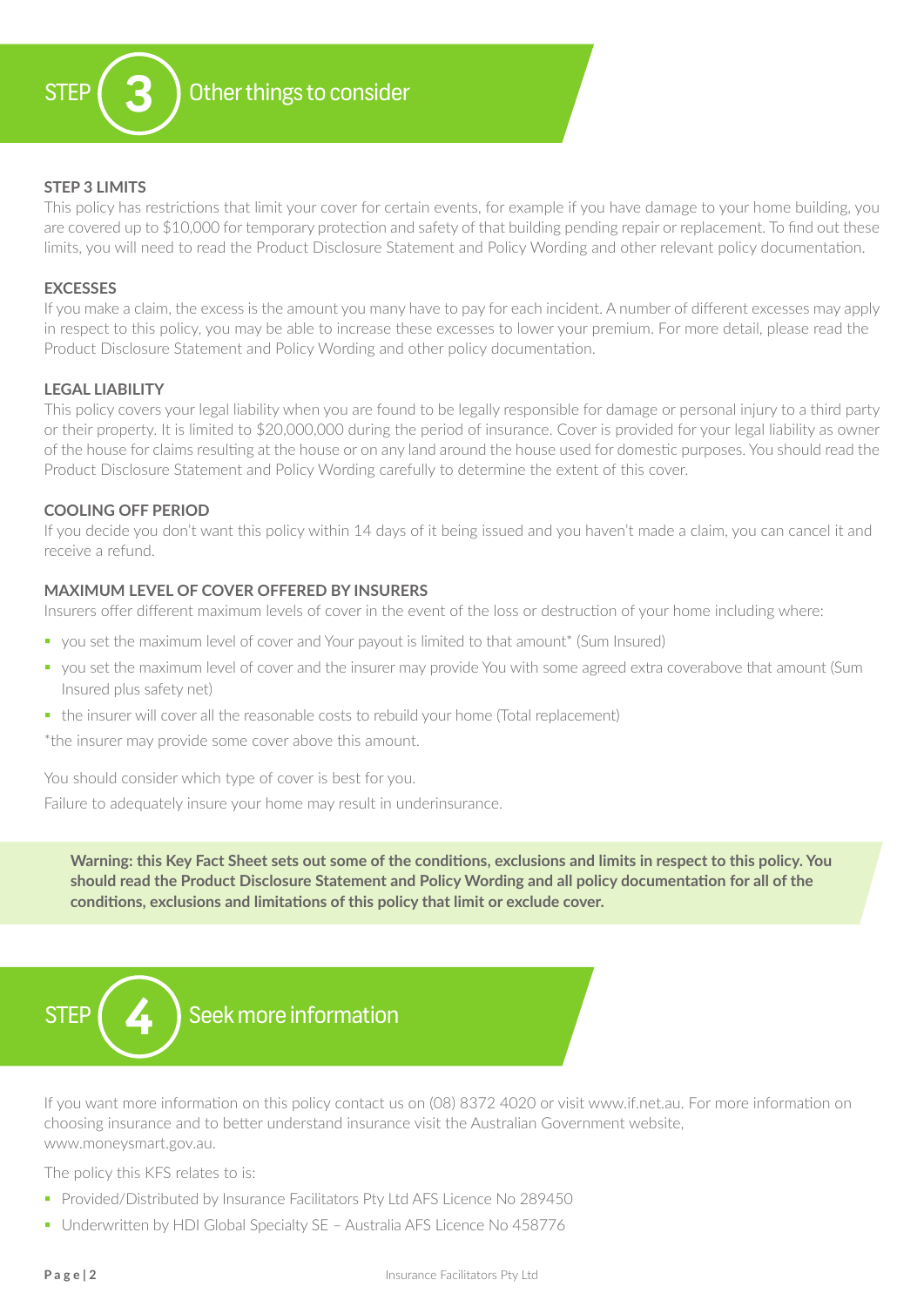## STEP 3 Other things to consider

### STEP 3 LIMITS

This policy has restrictions that limit your cover for certain events, for example if you have damage to your home building, you are covered up to $10,000 for temporary protection and safety of that building pending repair or replacement. To find out these limits, you will need to read the Product Disclosure Statement and Policy Wording and other relevant policy documentation.

### EXCESSES

If you make a claim, the excess is the amount you many have to pay for each incident. A number of different excesses may apply in respect to this policy, you may be able to increase these excesses to lower your premium. For more detail, please read the Product Disclosure Statement and Policy Wording and other policy documentation.

### LEGAL LIABILITY

This policy covers your legal liability when you are found to be legally responsible for damage or personal injury to a third party or their property. It is limited to $20,000,000 during the period of insurance. Cover is provided for your legal liability as owner of the house for claims resulting at the house or on any land around the house used for domestic purposes. You should read the Product Disclosure Statement and Policy Wording carefully to determine the extent of this cover.

### COOLING OFF PERIOD

If you decide you don't want this policy within 14 days of it being issued and you haven't made a claim, you can cancel it and receive a refund.

### MAXIMUM LEVEL OF COVER OFFERED BY INSURERS

Insurers offer different maximum levels of cover in the event of the loss or destruction of your home including where:

- you set the maximum level of cover and Your payout is limited to that amount* (Sum Insured)
- you set the maximum level of cover and the insurer may provide You with some agreed extra coverabove that amount (Sum Insured plus safety net)
- the insurer will cover all the reasonable costs to rebuild your home (Total replacement)

*the insurer may provide some cover above this amount.

You should consider which type of cover is best for you.

Failure to adequately insure your home may result in underinsurance.

**Warning: this Key Fact Sheet sets out some of the conditions, exclusions and limits in respect to this policy. You should read the Product Disclosure Statement and Policy Wording and all policy documentation for all of the conditions, exclusions and limitations of this policy that limit or exclude cover.**

## STEP 4 Seek more information

If you want more information on this policy contact us on (08) 8372 4020 or visit www.if.net.au. For more information on choosing insurance and to better understand insurance visit the Australian Government website, www.moneysmart.gov.au.

The policy this KFS relates to is:

- Provided/Distributed by Insurance Facilitators Pty Ltd AFS Licence No 289450
- Underwritten by HDI Global Specialty SE – Australia AFS Licence No 458776